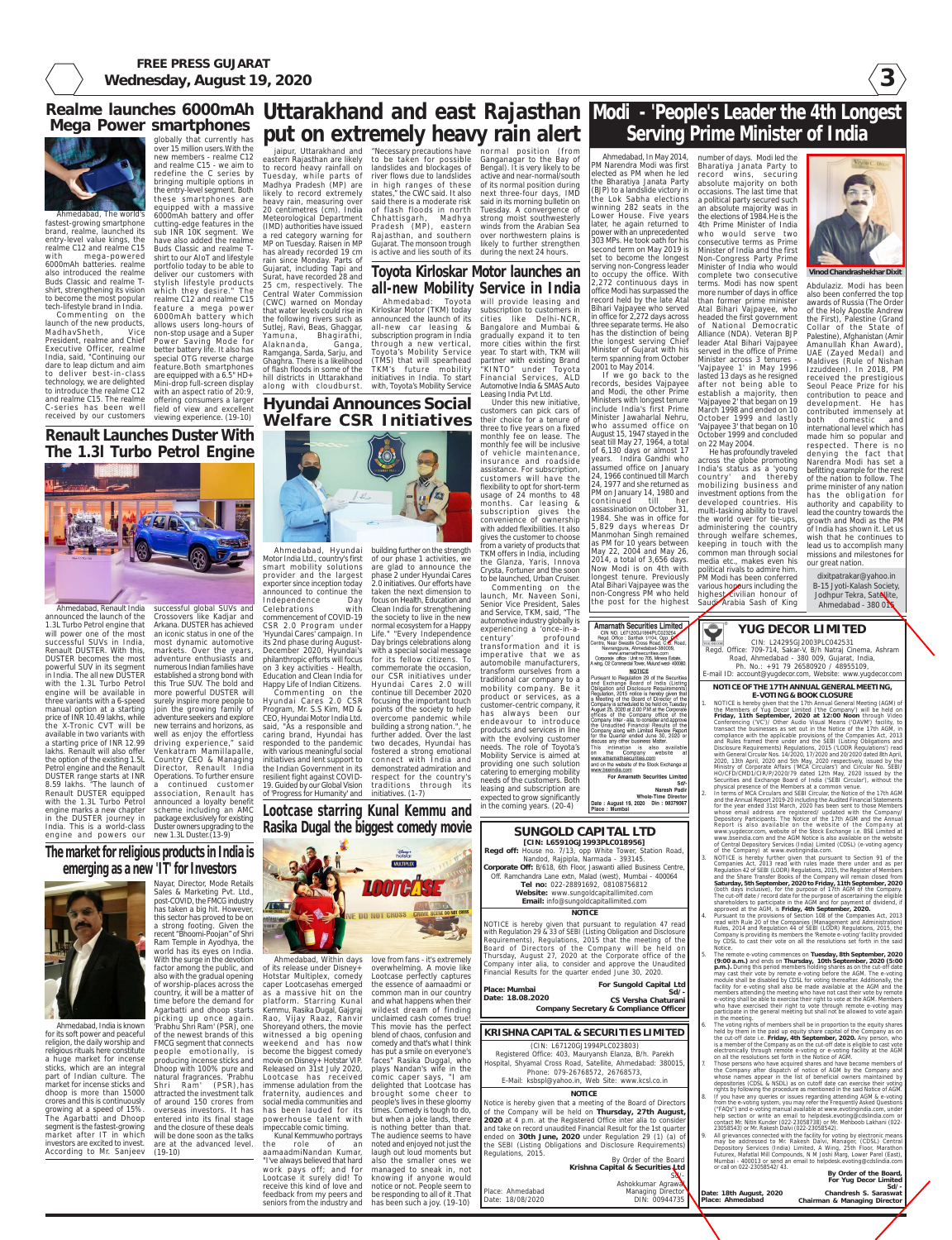# Realme launches 6000mAh Mega Power smartphones

Ahmedabad, The world's fastest-growing smartphone brand, realme, launched its entry-level value kings, the realme C12 and realme C15 with mega-powered 6000mAh batteries. realme also introduced the realme Buds Classic and realme T-shirt, strengthening its vision to become the most popular tech-lifestyle brand in India. Commenting on the launch of the new products, MadhavSheth, Vice President, realme and Chief Executive Officer, realme India, said, "Continuing our dare to leap dictum and aim to deliver best-in-class technology, we are delighted to introduce the realme C12 and realme C15. The realme C-series has been well received by our customers globally that currently has over 15 million users.With the new members - realme C12 and realme C15 - we aim to redefine the C series by bringing multiple options in the entry-level segment. Both these smartphones are equipped with a massive 6000mAh battery and offer cutting-edge features in the sub INR 10K segment. We have also added the realme Buds Classic and realme T-shirt to our AIoT and lifestyle portfolio today to be able to deliver our customers with stylish lifestyle products which they desire." The realme C12 and realme C15 feature a mega power 6000mAh battery which allows users long-hours of non-stop usage and a Super Power Saving Mode for better battery life. It also has special OTG reverse charge feature.Both smartphones are equipped with a 6.5" HD+ Mini-drop full-screen display with an aspect ratio of 20:9, offering consumers a larger field of view and excellent viewing experience. (19-10)

# Renault Launches Duster With The 1.3l Turbo Petrol Engine

Ahmedabad, Renault India announced the launch of the 1.3L Turbo Petrol engine that will power one of the most successful SUVs in India, Renault DUSTER. With this, DUSTER becomes the most powerful SUV in its segment in India. The all new DUSTER with the 1.3L Turbo Petrol engine will be available in three variants with a 6-speed manual option at a starting price of INR 10.49 lakhs, while the X-Tronic CVT will be available in two variants with a starting price of INR 12.99 lakhs. Renault will also offer the option of the existing 1.5L Petrol engine and the Renault DUSTER range starts at INR 8.59 lakhs. "The launch of Renault DUSTER equipped with the 1.3L Turbo Petrol engine marks a new chapter in the DUSTER journey in India. This is a world-class engine and powers our successful global SUVs and Crossovers like Kadjar and Arkana. DUSTER has achieved an iconic status in one of the most dynamic automotive markets. Over the years, adventure enthusiasts and numerous Indian families have established a strong bond with this True SUV. The bold and more powerful DUSTER will surely inspire more people to join the growing family of adventure seekers and explore new terrains and horizons, as well as enjoy the effortless driving experience," said Venkatram Mamillapalle, Country CEO & Managing Director, Renault India Operations. To further ensure a continued customer association, Renault has announced a loyalty benefit scheme including an AMC package exclusively for existing Duster owners upgrading to the new 1.3L Duster.(13-9)

# The market for religious products in India is emerging as a new 'IT' for Investors

Ahmedabad, India is known for its soft power and peaceful religion, the daily worship and religious rituals here constitute a huge market for incense sticks, which are an integral part of Indian culture. The market for incense sticks and dhoop is more than 15000 crores and this is continuously growing at a speed of 15%. The Agarbatti and Dhoop segment is the fastest-growing market after IT in which investors are excited to invest. According to Mr. Sanjeev Nayar, Director, Mode Retails Sales & Marketing Pvt. Ltd., post-COVID, the FMCG industry has taken a big hit. However, this sector has proved to be on a strong footing. Given the recent "Bhoomi-Pujan" of Shri Ram Temple in Ayodhya, the world has its eyes on India. With the surge in the devotion factor among the public, and also with the gradual opening of worship-places across the country, it will be a matter of time before the demand for Agarbatti and dhoop starts picking up once again. 'Prabhu Shri Ram' (PSR), one of the newest brands of this FMCG segment that connects people emotionally, is producing incense sticks and Dhoop with 100% pure and natural fragrances. 'Prabhu Shri Ram' (PSR),has attracted the investment talk of around 150 crores from overseas investors. It has entered into its final stage and the closure of these deals will be done soon as the talks are at the advanced level. (19-10)

# Uttarakhand and east Rajasthan put on extremely heavy rain alert

Jaipur, Uttarakhand and eastern Rajasthan are likely to record heavy rainfall on Tuesday, while parts of Madhya Pradesh (MP) are likely to record extremely heavy rain, measuring over 20 centimetres (cm). India Meteorological Department (IMD) authorities have issued a red category warning for MP on Tuesday. Raisen in MP has already recorded 19 cm rain since Monday. Parts of Gujarat, including Tapi and Surat, have recorded 28 and 25 cm, respectively. The Central Water Commission (CWC) warned on Monday that water levels could rise in the following rivers such as Sutlej, Ravi, Beas, Ghaggar, Yamuna, Bhagirathi, Alaknanda, Ganga, Ramganga, Sarda, Sarju, and Ghaghra. There is a likelihood of flash floods in some of the hill districts in Uttarakhand along with cloudburst. "Necessary precautions have to be taken for possible landslides and blockages of river flows due to landslides in high ranges of these states," the CWC said. It also said there is a moderate risk of flash floods in north Chhattisgarh, Madhya Pradesh (MP), eastern Rajasthan, and southern Gujarat. The monsoon trough is active and lies south of its normal position (from Ganganagar to the Bay of Bengal). It is very likely to be active and near-normal/south of its normal position during next three-four days, IMD said in its morning bulletin on Tuesday. A convergence of strong moist southwesterly winds from the Arabian Sea over northwestern plains is likely to further strengthen during the next 24 hours.

# Toyota Kirloskar Motor launches an all-new Mobility Service in India

Ahmedabad: Toyota Kirloskar Motor (TKM) today announced the launch of its all-new car leasing & subscription program in India through a new vertical, Toyota's Mobility Service (TMS) that will spearhead TKM's future mobility initiatives in India. To start with, Toyota's Mobility Service will provide leasing and subscription to customers in cities like Delhi-NCR, Bangalore and Mumbai & gradually expand it to ten more cities within the first year. To start with, TKM will partner with existing Brand "KINTO" under Toyota Financial Services, ALD Automotive India & SMAS Auto Leasing India Pvt Ltd.

Under this new initiative, customers can pick cars of their choice for a tenure of three to five years on a fixed monthly fee on lease. The monthly fee will be inclusive of vehicle maintenance, insurance and roadside assistance. For subscription, customers will have the flexibility to opt for short-term usage of 24 months to 48 months. Car leasing & subscription gives the convenience of ownership with added flexibilities. It also gives the customer to choose from a variety of products that TKM offers in India, including the Glanza, Yaris, Innova Crysta, Fortuner and the soon to be launched, Urban Cruiser.

Commenting on the launch, Mr. Naveen Soni, Senior Vice President, Sales and Service, TKM, said, "The automotive industry globally is experiencing a 'once-in-a-century' profound transformation and it is imperative that we as automobile manufacturers, transform ourselves from a traditional car company to a mobility company. Be it product or services, as a customer-centric company, it has always been our endeavour to introduce products and services in line with the evolving customer needs. The role of Toyota's Mobility Service is aimed at providing one such solution catering to emerging mobility needs of the customers. Both leasing and subscription are expected to grow significantly in the coming years. (20-4)

# Hyundai Announces Social Welfare CSR Initiatives

Ahmedabad, Hyundai Motor India Ltd., country's first smart mobility solutions provider and the largest exporter since inception today announced to continue the Independence Day Celebrations with commencement of COVID-19 CSR 2.0 Program under 'Hyundai Cares' campaign. In its 2nd phase during August-December 2020, Hyundai's philanthropic efforts will focus on 3 key activities - Health, Education and Clean India for Happy Life of Indian Citizens.

Commenting on the Hyundai Cares 2.0 CSR Program, Mr. S.S Kim, MD & CEO, Hyundai Motor India Ltd. said, "As a responsible and caring brand, Hyundai has responded to the pandemic with various meaningful social initiatives and lent support to the Indian Government in its resilient fight against COVID-19. Guided by our Global Vision of 'Progress for Humanity' and building further on the strength of our phase 1 activities, we are glad to announce the phase 2 under Hyundai Cares 2.0 initiatives. Our efforts have taken the next dimension to focus on Health, Education and Clean India for strengthening the society to live in the new normal ecosystem for a Happy Life." "Every Independence Day brings celebrations along with a special social message for its fellow citizens. To commemorate the occasion, our CSR initiatives under Hyundai Cares 2.0 will continue till December 2020 focusing the important touch points of the society to help overcome pandemic while building a strong nation," he further added. Over the last two decades, Hyundai has fostered a strong emotional connect with India and demonstrated admiration and respect for the country's traditions through its initiatives. (1-7)

# Lootcase starring Kunal Kemmu and Rasika Dugal the biggest comedy movie

Ahmedabad, Within days of its release under Disney+ Hotstar Multiplex, comedy caper Lootcasehas emerged as a massive hit on the platform. Starring Kunal Kemmu, Rasika Dugal, Gajraj Rao, Vijay Raaz, Ranvir Shoreyand others, the movie witnessed a big opening weekend and has now become the biggest comedy movie on Disney+ Hotstar VIP. Released on 31st July 2020, Lootcase has received immense adulation from the fraternity, audiences and social media communities and has been lauded for its powerhouse talent with impeccable comic timing.

Kunal Kemmuwho portrays the role of an aamaadmiNandan Kumar, "I've always believed that hard work pays off; and for Lootcase it surely did! To receive this kind of love and feedback from my peers and seniors from the industry and love from fans - it's extremely overwhelming. A movie like Lootcase perfectly captures the essence of aamaadmi or common man in our country and what happens when their wildest dream of finding unclaimed cash comes true! This movie has the perfect blend of chaos, confusion and comedy and that's what I think has put a smile on everyone's faces" Rasika Duggal, who plays Nandan's wife in the comic caper says, "I am delighted that Lootcase has brought some cheer to people's lives in these gloomy times. Comedy is tough to do, but when a joke lands, there is nothing better than that. The audience seems to have noted and enjoyed not just the laugh out loud moments but also the smaller ones we managed to sneak in, not knowing if anyone would notice or not. People seem to be responding to all of it .That has been such a joy. (19-10)

# Modi - 'People's Leader the 4th Longest Serving Prime Minister of India

Ahmedabad, In May 2014, PM Narendra Modi was first elected as PM when he led the Bharatiya Janata Party (BJP) to a landslide victory in the Lok Sabha elections winning 282 seats in the Lower House. Five years later, he again returned to power with an unprecedented 303 MPs. He took oath for his second term on May 2019 is set to become the longest serving non-Congress leader to occupy the office. With 2,272 continuous days in office Modi has surpassed the record held by the late Atal Bihari Vajpayee who served in office for 2,272 days across three separate terms. He also has the distinction of being the longest serving Chief Minister of Gujarat with his term spanning from October 2001 to May 2014.

If we go back to the records, besides Vajpayee and Modi, the other Prime Ministers with longest tenure include India's first Prime Minister Jawaharlal Nehru, who assumed office on August 15, 1947 stayed in the seat till May 27, 1964, a total of 6,130 days or almost 17 years. Indira Gandhi who assumed office on January 24, 1966 continued till March 24, 1977 and she returned as PM on January 14, 1980 and continued till her assassination on October 31, 1984. She was in office for 5,829 days whereas Dr Manmohan Singh remained as PM for 10 years between May 22, 2004 and May 26, 2014, a total of 3,656 days. Now Modi is on 4th with longest tenure. Previously Atal Bihari Vajpayee was the non-Congress PM who held the post for the highest number of days. Modi led the Bharatiya Janata Party to record wins, securing absolute majority on both occasions. The last time that a political party secured such an absolute majority was in the elections of 1984.He is the 4th Prime Minister of India who would serve two consecutive terms as Prime Minister of India and the first Non-Congress Party Prime Minister of India who would complete two consecutive terms. Modi has now spent more number of days in office than former prime minister Atal Bihari Vajpayee, who headed the first government of National Democratic Alliance (NDA). Veteran BJP leader Atal Bihari Vajpayee served in the office of Prime Minister across 3 tenures - 'Vajpayee 1' in May 1996 lasted 13 days as he resigned after not being able to establish a majority, then 'Vajpayee 2' that began on 19 March 1998 and ended on 10 October 1999 and lastly 'Vajpayee 3' that began on 10 October 1999 and concluded on 22 May 2004.

He has profoundly traveled across the globe promoting India's status as a 'young country' and thereby mobilizing business and investment options from the developed countries. His multi-tasking ability to travel the world over for tie-ups, administering the country through welfare schemes, keeping in touch with the common man through social media etc., makes even his political rivals to admire him. PM Modi has been conferred various honours including the highest civilian honour of Saudi Arabia Sash of King Abdulaziz. Modi has been also been conferred the top awards of Russia (The Order of the Holy Apostle Andrew the First), Palestine (Grand Collar of the State of Palestine), Afghanistan (Amir Amanullah Khan Award), UAE (Zayed Medal) and Maldives (Rule of Nishan Izzuddeen). In 2018, PM received the prestigious Seoul Peace Prize for his contribution to peace and development. He has contributed immensely at both domestic and international level which has made him so popular and respected. There is no denying the fact that Narendra Modi has set a befitting example for the rest of the nation to follow. The prime minister of any nation has the obligation for authority and capability to lead the country towards the growth and Modi as the PM of India has shown it. Let us wish that he continues to lead us to accomplish many missions and milestones for our great nation.

Vinod Chandrashekhar Dixit

dixitpatrakar@yahoo.in
B-15 Jyoti-Kalash Society,
Jodhpur Tekra, Satellite,
Ahmedabad - 380 015

---

**Amarnath Securities Limited**
CIN NO. L67120GJ1994PLC023254
Regd. Office : Sarthak 1/104, Opp. Fire Centre, Near Swastik Cross Road, C.G. Road, Navrangpura, Ahmedabad-380009.
www.amarnathsecurities.com
Corporate office : Unit no 705, Minerva Estate, A wing, CE Commercial Tower, Mulund west- 400080.

**NOTICE**

Pursuant to Regulation 29 of the Securities and Exchange Board of India (Listing Obligation and Disclosure Requirements) Regulation, 2015 notice is hereby given that a Meeting of the Board of Director of the Company is scheduled to be held on Tuesday August 25, 2020 at 2.00 PM at the Corporate offices of the Company office of the Company. Inter - alia, to consider and approve the Unaudited Financial Results for the Quarter ended June 30, 2020 or discuss any other business Matter.
This information is also available on the Company website at www.amarnathsecurities.com and on the website of the Stock Exchange at www.bseindia.com

For Amarnath Securities Limited
Sd/-
Naresh Podir
Whole-Time Director

Date : August 19, 2020 Din : 08379067
Place : Mumbai

---

**SUNGOLD CAPITAL LTD**
**[CIN: L65910GJ1993PLC018956]**
**Regd off:** House no. 7/13, opp White Tower, Station Road, Nandod, Rajpipla, Narmada - 393145.
**Corporate Off:** B/618, 6th Floor, Jaswanti allied Business Centre, Off. Ramchandra Lane extn, Malad (west), Mumbai - 400064
**Tel no:** 022-28891692, 08108756812
**Website:** www.sungoldcapitallimited.com
**Email:** info@sungoldcapitallimited.com

**NOTICE**

NOTICE is hereby given that pursuant to regulation 47 read with Regulation 29 & 33 of SEBI (Listing Obligation and Disclosure Requirements), Regulations, 2015 that the meeting of the Board of Directors of the Company will be held on Thursday, August 27, 2020 at the Corporate office of the Company inter alia, to consider and approve the Unaudited Financial Results for the quarter ended June 30, 2020.

**Place: Mumbai**
**Date: 18.08.2020**

**For Sungold Capital Ltd**
**Sd/-**
**CS Versha Chaturani**
**Company Secretary & Compliance Officer**

---

**KRISHNA CAPITAL & SECURITIES LIMITED**
(CIN: L67120GJ1994PLC023803)
Registered Office: 403, Mauryansh Elanza, B/h. Parekh Hospital, Shyamal Cross Road, Satellite, Ahmedabad: 380015,
Phone: 079-26768572, 26768573,
E-Mail: ksbspl@yahoo.in, Web Site: www.kcsl.co.in

**NOTICE**

Notice is hereby given that a meeting of the Board of Directors of the Company will be held on **Thursday, 27th August, 2020** at 4 p.m. at the Registered Office inter alia to consider and take on record unaudited Financial Result for the 1st quarter ended on **30th June, 2020** under Regulation 29 (1) (a) of the SEBI (Listing Obligations and Disclosure Requirements) Regulations, 2015.

By Order of the Board
**Krishna Capital & Securities Ltd**
Sd/-
Ashokkumar Agrawal
Managing Director
DIN: 00944735

Place: Ahmedabad
Date: 18/08/2020

---

**YUG DECOR LIMITED**
CIN: L24295GJ2003PLC042531
Regd. Office: 709-714, Sakar-V, B/h Natraj Cinema, Ashram Road, Ahmedabad - 380 009, Gujarat, India,
Ph. No.: +91 79 26580920 / 48955109,
E-mail ID: account@yugdecor.com, Website: www.yugdecor.com

**NOTICE OF THE 17TH ANNUAL GENERAL MEETING, E-VOTING & BOOK CLOSURE**

1. NOTICE is hereby given that the 17th Annual General Meeting (AGM) of the Members of Yug Decor Limited ('the Company') will be held on **Friday, 11th September, 2020 at 12:00 Noon** through Video Conferencing ("VC")/ Other Audio Visual Means ("OAVM") facility, to transact the businesses as set out in the Notice of the 17th AGM, in compliance with the applicable provisions of the Companies Act, 2013 and Rules framed there under and the SEBI (Listing Obligations and Disclosure Requirements) Regulations, 2015 ('LODR Regulations') read with General Circular Nos. 14/2020, 17/2020 and 20/2020 dated 8th April, 2020, 13th April, 2020 and 5th May, 2020 respectively, issued by the Ministry of Corporate Affairs ('MCA Circulars') and Circular No. SEBI/HO/CFD/CMD1/CIR/P/2020/79 dated 12th May, 2020 issued by the Securities and Exchange Board of India ('SEBI Circular'), without the physical presence of the Members at a common venue.
2. In terms of MCA Circulars and SEBI Circular, the Notice of the 17th AGM and the Annual Report 2019-20 including the Audited Financial Statements for the year ended 31st March, 2020 has been sent to those Members whose email address are registered/ updated with the Company/ Depository Participants. The Notice of the 17th AGM and the Annual Report is also available on the website of the Company at www.yugdecor.com, website of the Stock Exchange i.e. BSE Limited at www.bseindia.com and the AGM Notice is also available on the website of Central Depository Services (India) Limited (CDSL) (e-voting agency of the Company) at www.evotingindia.com.
3. NOTICE is hereby further given that pursuant to Section 91 of the Companies Act, 2013 read with rules made there under and as per Regulation 42 of SEBI (LODR) Regulations, 2015, the Register of Members and the Share Transfer Books of the Company will remain closed from **Saturday, 5th September, 2020 to Friday, 11th September, 2020** (both days inclusive), for the purpose of 17th AGM of the Company. The cut-off date / record date for the purpose of ascertaining the eligible shareholders to participate in the AGM and for payment of dividend, if approved at the AGM, is **Friday, 4th September, 2020.**
4. Pursuant to the provisions of Section 108 of the Companies Act, 2013 read with Rule 20 of the Companies (Management and Administration) Rules, 2014 and Regulation 44 of SEBI (LODR) Regulations, 2015, the Company is providing its members the 'Remote e-voting' facility provided by CDSL to cast their vote on all the resolutions set forth in the said Notice.
5. The remote e-voting commences on **Tuesday, 8th September, 2020 (9:00 a.m.)** and ends on **Thursday, 10th September, 2020 (5:00 p.m.).** During this period members holding shares as on the cut-off date may cast their vote by remote e-voting before the AGM. The e-voting module shall be disabled by CDSL for voting thereafter. Additionally, the facility for e-voting shall also be made available at the AGM and the members attending the meeting who have not cast their vote by remote e-voting shall be able to exercise their right to vote at the AGM. Members who have exercised their right to vote through remote e-voting may participate in the general meeting but shall not be allowed to vote again in the meeting.
6. The voting rights of members shall be in proportion to the equity shares held by them in the paid up equity share capital of the Company as on the cut-off date i.e. **Friday, 4th September, 2020.** Any person, who is a member of the Company as on the cut-off date is eligible to cast vote electronically through remote e-voting or e-voting facility at the AGM on all the resolutions set forth in the Notice of AGM.
7. Those persons who have acquired shares and have become members of the Company after dispatch of notice of AGM by the Company and whose names appear in the list of beneficial owners maintained by depositories (CDSL & NSDL) as on cutoff date can exercise their voting rights by following the procedure as mentioned in the said Notice of AGM.
8. If you have any queries or issues regarding attending AGM & e-voting from the e-voting system, you may refer the Frequently Asked Questions ("FAQs") and e-voting manual available at www.evotingindia.com, under help section or write an email to helpdesk.evoting@cdslindia.com or contact Mr. Nitin Kunder (022-23058738) or Mr. Mehboob Lakhani (022-23058543) or Mr. Rakesh Dalvi (022-23058542).
9. All grievances connected with the facility for voting by electronic means may be addressed to Mr. Rakesh Dalvi, Manager, (CDSL) Central Depository Services (India) Limited, A Wing, 25th Floor, Marathon Futurex, Mafatlal Mill Compounds, N M Joshi Marg, Lower Parel (East), Mumbai - 400013 or send an email to helpdesk.evoting@cdslindia.com or call on 022-23058542/ 43.

Date: 18th August, 2020
Place: Ahmedabad

By Order of the Board,
For Yug Decor Limited
Sd/-
Chandresh S. Saraswat
Chairman & Managing Director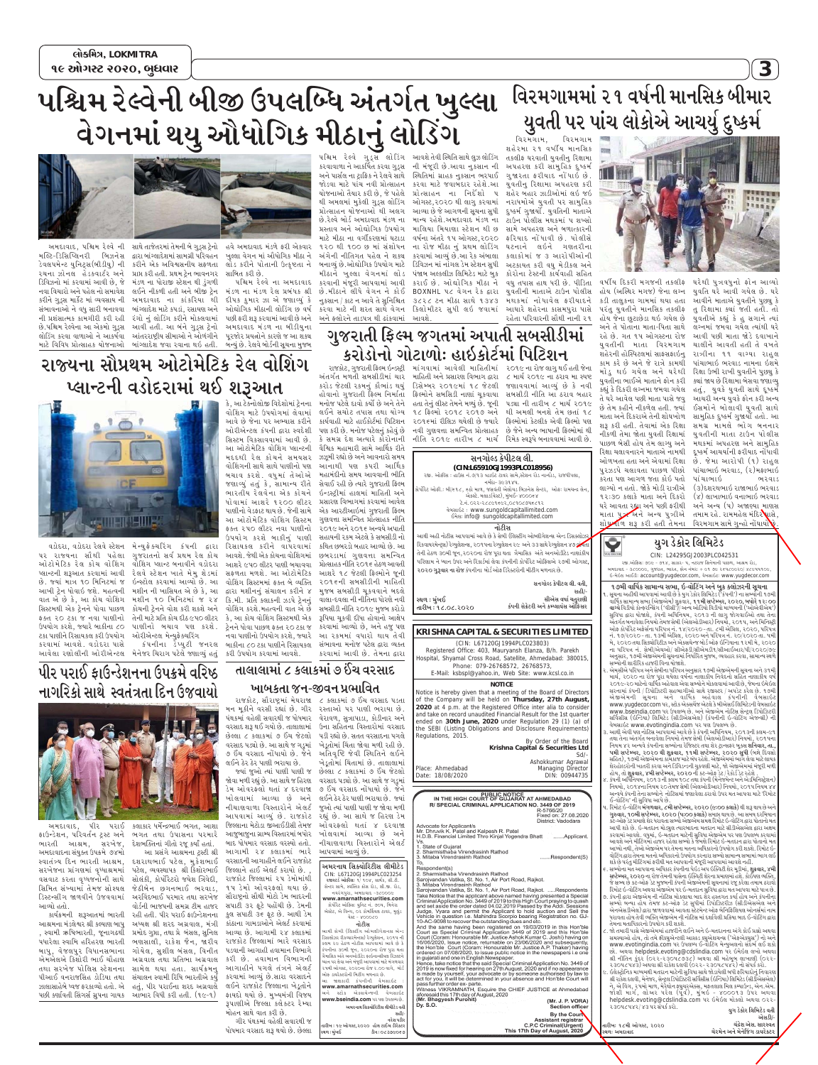# પશ્ચિમ રેલ્વેની બીજી ઉપલબ્ધિ અંતર્ગત ખુલ્લા વેગનમાં થયુ ઔદ્યોગિક મીઠાનું લોડિંગ

અમદાવાદ, પશ્ચિમ રેલ્વે ની મલ્ટિ-ડિસિપ્લિનરી બિઝનેસ ડેવલપમેન્ટ યુનિટ્સ(બીડીયુ) ની રચના ઝોનલ હેડક્વાર્ટર અને ડિવિઝનો માં કરવામાં આવી છે, જે નવા વિચારો અને પહેલ નો સમાવેશ કરીને ગુડ્સ માર્કેટ માં વ્યવસાય ની સંભાવનાઓ ને વધુ સારી બનાવવા ની પ્રશંસાત્મક કામગીરી કરી રહી છે.પશ્ચિમ રેલ્વેના આ એકમો ગુડ્સ લોડિંગ કરવા વાળાઓ ને આકર્ષવા માટે વિવિધ પ્રોત્સાહક યોજનાઓ સાથે તાજેતરમાં તેમની બે ગુડ્સ ટ્રેનો દ્વારા બાંગ્લાદેશમાં સામગ્રી પરિવહન કરીને એક અવિશ્વસનીય સફળતા પ્રાપ્ત કરી હતી. પ્રથમ ટ્રેન ભાવનગર મંડળ ના ધોરાજી સ્ટેશન થી ડુંગળી લઈને નીકળી હતી અને બીજી ટ્રેન અમદાવાદ ના કાંકરિયા થી બાંગ્લાદેશ માટે કપડાં, રસાયણ અને રંગો નું લોડિંગ કરીને મોકલવામાં આવી હતી. આ બંને ગુડ્સ ટ્રેનો આંતરરાષ્ટ્રીય સીમાઓ ને ઓળંગીને બાંગ્લાદેશ જવા રવાના થઇ હતી. હવે અમદાવાદ મંડળે ફરી એકવાર ખુલ્લા વેગન માં ઔદ્યોગિક મીઠા ને લોડ કરીને પોતાની ઉત્કૃષ્ટતા ને સાબિત કરી છે.

પશ્ચિમ રેલ્વે ના અમદાવાદ મંડળ ના મંડળ રેલ પ્રબંધક શ્રી દીપક કુમાર ઝા એ જણાવ્યું કે અમદાવાદ મંડળ ના ખીડીયુના પ્રયત્નોને કારણે જ આ શક્ય બન્યું છે. રેલવે બોર્ડની સૂચના મુજબ પશ્ચિમ રેલ્વે ગુડ્સ લોડિંગ કરવાવાળા ને આકર્ષિત કરવા ગુડ્સ અને પાર્સલ ના ટ્રાફિક ને રેલવે સાથે જોડવા માટે પાંચ નવી પ્રોત્સાહન યોજનાઓ તૈયાર કરી છે, જે પહેલે થી અમલમાં મુકેલી ગુડ્સ લોડિંગ પ્રોત્સાહન યોજનાઓ થી અલગ છે.રેલ્વે બોર્ડ અમદાવાદ મંડળ ના પ્રસ્તાવ અને ઔદ્યોગિક ઉપયોગ માટે મીઠા ના વર્ગીકરણમાં ઘટાડા ૧૨૦ થી ૧૦૦ ના સંદર્ભમાં અંગેની નીતિગત પહેલ ને શક્ય બનાવ્યું છે.ઔદ્યોગિક ઉપયોગ માટે મીઠાને ખુલ્લા વેગનમાં લોડ કરવાની મંજૂરી આપવામાં આવી છે. મીઠાને લીધે વેગન ને કોઈ નુકસાન / કાટ ન આવે તે સુનિશ્ચિત કરવા માટે ની શરત સાથે વેગન અને ફ્લોરને તાડપત્ર થી ઢાંકવામાં આવશે તેવી સ્થિતિ સાથે લૂઝ લોડીંગ ની મંજૂરી છે.આવા નુકસાન ની સ્થિતિમાં ગ્રાહક નુકસાન ભરપાઈ કરવા માટે જવાબદાર રહેશે.આ પ્રોત્સાહન ના નિર્દેશો પ ઓગસ્ટ,૨૦૨૦ થી લાગુ કરવામાં આવ્યા છે જે આગળની સૂચના સુધી માન્ય રહેશે.અમદાવાદ મંડળ ના માલિયા મિયાણા સ્ટેશન થી ૭ વર્ષના અંતરે ૧૫ ઓગસ્ટ,૨૦૨૦ ના રોજ મીઠા નું પ્રથમ લોડિંગ કરવામાં આવ્યું છે.આ રેક અંબાલા ડિવિઝન ના નાંગલ ડેમ સ્ટેશન સુધી પંજાબ આલ્કલીઝ લિમિટેડ માટે બુક કરાઈ છે. ઔદ્યોગિક મીઠા ને BOXNHL ૫૮ વેગન રેક દ્વારા ૩૮૬૨ ટન મીઠા સાથે ૧૩૪૭ કિલોમીટર સુધી લઇ જવામાં આવશે.

# વિરમગામમાં ૨૧ વર્ષની માનસિક બીમાર યુવતી પર પાંચ લોકોએ આચર્યુ દુષ્કર્મ

વિરમગામ, વિરમગામ શહેરમાં ૨૧ વર્ષીય માનસિક તકલીફ ધરાવતી યુવતીનુ રિક્ષામાં અપહરણ કરી સામુહિક દુષ્કર્મ ગુજારતા ફરીયાદ નોંધાઇ છે. યુવતીનુ રિક્ષામાં અપહરણ કરી શહેર બહાર ઝાડીઓમાં લઇ જઇ નરાધમોએ યુવતી પર સામુહિક દુષ્કર્મ ગુજાર્યુ. યુવતીની માતાએ ટાઉન પોલીસ મથકમાં ૫ શખ્સો સામે અપહરણ અને બળાત્કારની ફરિયાદ નોંધાવી છે. પોલીસે ઘટનાને લઇને ગણતરીના કલાકોમાં જ ૩ આરોપીઓની અટકાયત કરી વધુ મેડીકલ અને કોરોના ટેસ્ટની કાર્યવાહી સહિત વધુ તપાસ હાથ ધરી છે. પીડિતા યુવતીની માતાએ ટાઉન પોલીસ મથકમાં નોંધાવેલ ફરીયાદને આધારે સહેરના કાસમપુરા પાસે રહેતા પરિવારની સૌથી નાની ૨૧ વર્ષીય દિકરી માનસિક તકલીફ હોય (અસ્થિર મગજ) જેના લગ્ન કડી તાલુકના ગામમાં થયા હતા પરંતુ યુવતીને માનસિક તકલીફ હોય જેના છુટાછેડા થઇ ગયેલ છે અને તે પોતાના માતા-પિતા સાથે રહે છે. ગત ૧૫ ઓગસ્ટના રોજ યુવતીની માતા વિરમગામ શહેરની હોસ્પિટલમાં સાફસફાઇનુ કામ કરે છે અને જે રાત્રે કામથી મોડુ થઇ ગયેલ અને ઘરેથી યુવતીના ભાઇએ માતાને ફોન કરી કહ્યું કે દિકરી લગ્નમાં જમવા ગયેલ તે ઘરે આવેલ નથી માટે માતા ઘરે આવી અને દિકરાને તેની શોધખોળ કરવા કહ્યુ હતુ. તેવામાં એક રિક્ષા નીકળી તેમાં જોતા યુવતી રિક્ષામાં પાછળ બેઠી હોય તેમ લાગ્યુ અને રિક્ષા ચલાવનારને માતાએ નામથી ઓળખતા હતા અને એવામાં રિક્ષા પુરઝડપે ચલાવતા પાછળ પીછો કરતા પણ આગળ જતા કોઇ પત્તો લાગ્યો ન હતો. જોકે મોડી રાત્રીએ ૧૨:૩૦ કલાકે માતા અને દિકરો ઘરે આવતા રસ્તા પરથી દિકરી માતા પર અને અન્ય યુગીએ શોધખોળ શરૂ કરી હતી તેમના ઘરેથી પુત્રવધુનો ફોન આવ્યો યુવતિ ઘરે આવી ગયેલ છે. ઘરે આવીને માતાએ યુવતિને પુછ્યુ કે તુ રિક્ષામાં કયાં ગઇ હતી. તો યુવતીએ કહ્યું કે હુ લગ્નમાં જમવા ગઇ હતી ત્યારે જમવા જતી વખતે મને આવી પછી માતા જોડે દવાખાને ચાલીને આવતી હતી તે વખતે રાત્રીના ૧૧ વાગ્યા રાહુલ પાંચાભાઇ ભરવાડ નામના ઇસમે રિક્ષા ઉભી રાખી યુવતીને પુછ્યુ કે ક્યાં જાય છે રિક્ષામાં બેસવા જણાવ્યુ હતુ, યુવક યુવતી સાથે દુષ્કર્મ આચરી અન્ય યુવકે કોન કરી અન્ય ઇસમોને બોલાવી યુવતી સાથે સામુહિક દુષ્કર્મ ગુજાર્યું હતું. આ સમગ્ર મામલે ભોગ બનનાર યુવતીની માતા ટાઉન પોલીસ મથકમાં અપહરણ અને સામુહિક દુષ્કર્મ આચર્યાની ફરીયાદ નોંધાવી છે. જેમા આરોપી (૧) રાહુલ પાંચાભાઇ ભરવાડ, (૨)મફાભાઇ પાંચાભાઇ ભરવાડ (૩)દશરથભાઇ રાજાભાઇ ભરવાડ (૪) વાલાભાઇ વનાભાઇ ભરવાડ અને અન્ય (૫) અજાણ્યા માણસ તમામ રહે. રામમહેલ મંદિર પાસે, વિરમગામ સામે ગુન્હો નોંધાયો છે.

# રાજ્યના સૌપ્રથમ ઓટોમેટિક રેલ વોશિંગ પ્લાન્ટની વડોદરામાં થઈ શરૂઆત

વડોદરા, વડોદરા રેલ્વે સ્ટેશન પર રાજ્યના સૌથી પહેલા ઓટોમેટિક રેલ કોચ વોશિંગ પ્લાન્ટની શરૂઆત કરવામાં આવી છે. જ્યાં માત્ર ૧૦ મિનિટમાં જ આખી ટ્રેન ધોવાઇ જશે. મહત્વની વાત એ છે કે, આ કોચ વોશિંગ સિસ્ટમથી એક ટ્રેનને ધોવા પાછળ ફક્ત ૨૦ ટકા જ નવા પાણીનો ઉપયોગ કરશે, જ્યારે બાકીના ૮૦ ટકા પાણીને રિસાયકલ કરી ઉપયોગ કરવામાં આવશે. વડોદરા રેલ્વે આવેલા રહોલીની ઓટોમેન્ટ મેન્યુફેક્ચરિંગ કંપની દ્વારા ગુજરાતનો સર્વ પ્રથમ રેલ કોચ વોશિંગ પ્લાન્ટ બનાવીને વડોદરા રેલ્વે સ્ટેશન ખાતે મેમુ શેડમાં ઇન્સ્ટોલ કરવામાં આવ્યો છે. આ મશીન ની ખાસિયત એ છે કે, આ મશીન ૧૦ મિનિટમાં જ ૨૪ કોચની ટ્રેનને ચોખ્ખા કરી શકશે અને તેની માટે ફક્ત ૩૦૦ લિટર પાણીનો જ ઉપયોગ થશે. કે, આ ટેકનોલોજી વિદેશોમાં ટ્રેનના વોશિંગ માટે ઉપયોગમાં લેવામાં આવે છે જેના પર અભ્યાસ કરીને ઓરોમેન્ટલ કંપની દ્વારા સ્વદેશી સિસ્ટમ વિકસાવવામાં આવી છે. આ ઓટોમેટિક વોશિંગ પ્લાન્ટની મદદથી રેલ કોચને સમયસર વોશિંગની સાથે સાથે પાણીનો પણ બચાવ કરશે. વધુમાં તેઓએ જણાવ્યું હતું કે, સામાન્ય રીતે ભારતીય રેલવેના એક કોચને ધોવામાં આશરે ૧૨૦૦ લીટર પાણીનો વેડફાટ થાય છે. જેની સામે આ ઓટોમેટિક વોશિંગ સિસ્ટમ ફક્ત ૮૫૦ લીટર નવા પાણીનો ઉપયોગ કરશે બાકીનું પાણી રિસાયકલ કરીને વાપરવામાં આવશે. જેથી એક કોચના વોશિંગમાં આશરે ૮૫૦ લીટર પાણી બચાવવામાં સફળતા મળશે. આ ઓટોમેટિક વોશિંગ સિસ્ટમમાં ફક્ત બે વ્યક્તિ દ્વારા મશીનનું સંચાલન કરીને ૪ કિ.મી. પ્રતિ કલાકની ઝડપે ટ્રેનનું વોશિંગ કરશે.મહત્વની વાત એ છે કે, આ કોચ વોશિંગ સિસ્ટમથી એક ટ્રેનને ધોવા પાછળ ફક્ત ૨૦ ટકા જ નવા પાણીનો ઉપયોગ કરશે, જ્યારે બાકીના ૮૦ ટકા પાણીને રિસાયકલ કરી ઉપયોગ કરવામાં આવશે.

# ગુજરાતી ફિલ્મ જગતમાં અપાતી સબસીડીમાં કરોડોનો ગોટાળો: હાઇકોર્ટમાં પિટિશન

રાજકોટ, ગુજરાતી ફિલ્મ ઇન્ડસ્ટ્રી અંતર્ગત મળતી સબસીડીમાં થઇ કરોડ જેટલી રકમનું કૌભાંડ થયું હોવાનો ગુજરાતી ફિલ્મ નિર્માતા મનોજ પટેલે દાવો કર્યો છે અને તેને લઇને સંઘીટ તપાસ તથા યોગ્ય કાર્યવાહી માટે હાઈકોર્ટમાં પિટિશન પણ કરી છે. મનોજ પટેલનું કહેવું છે કે સમગ્ર દેશ અત્યારે કોરોનાની વૈશ્વિક મહામારી સામે આર્થિક રીતે ઝઝૂમી રહ્યો છે અને આવનારો સમય આનાથી પણ કપરો આર્થિક મહામંદીનો સમય આવવાની ભીતિ સેવાઈ રહી છે ત્યારે ગુજરાતી ફિલ્મ ઇન્ડસ્ટ્રીમાં હાલમાં માહિતી અને પ્રસારણ વિભાગમાં કરવામાં આવેલ એક આરટીઆઈમાં ગુજરાતી ફિલ્મ ગુજરાત સમર્થિત પ્રોત્સાહક નીતિ ૨૦૧૬ તારીખ ૭ માર્ચ ૨૦૧૯ના રોજ અવગ્યે અપાતી સબસીડીની રકમ બંધેલ કે સબસીડી નો હવાલા ઉભરાઈ ભ્રષ્ટાચાર કરવામાં આવ્યો છે. છુપરાયમાં ગુજરાત સમર્થિત પ્રોત્સાહક નીતિ ૨૦૧૬ હેઠળ આપવી આશરે ૧૮ જેટલી ફિલ્મોને જૂની મુજબ સબસીડી ચૂકવવાને બદલે વાલા-દવલા ની નીતિના ધોરણે નવી સબસીડી નીતિ ૨૦૧૯ મુજબ કરોડો રૂપિયા ચૂકવી દીધા હોવાનો આક્ષેપ કરવામાં આવ્યો છે, અને હજુ પણ આ રકમમાં વધારો થાય તેવી સંભાવના મનોજ પટેલ દ્વારા વ્યક્ત કરવામાં આવી છે. તેમના દ્વારા માંગવામાં આવેલી માહિતીમાં માહિતી અને પ્રસારણ વિભાગ દ્વારા ડિસેમ્બર ૨૦૧૯માં ૧૮ જેટલી ફિલ્મોને સબસિડી નાણાં ચૂકવાયા હતા તેનું લીસ્ટ તેમને મળ્યું છે. જૂની ૧૮ ફિલ્મો ૨૦૧૭ અને ૨૦૧૮માં રીલિઝ થયેલી છે જ્યારે નવી ગુજરાત સમર્થિત પ્રોત્સાહક નીતિ ૨૦૧૯ તારીખ ૭ માર્ચ ૨૦૧૯ના રોજ લાગુ થઇ હતી જેના ૮ માર્ચ ૨૦૧૯ ના ઠરાવ માં સ્પષ્ટ જણાવવામાં આવ્યું છે કે નવી સબસીડી નીતિ આ ઠરાવ બહાર પડ્યા ની તારીખ ૮ માર્ચ ૨૦૧૯ થી અમલી બનશે તેમ છતાં ૧૮ ફિલ્મોમાં કેટલીક એવી ફિલ્મો પણ છે જેને અન્ય ભાષાની ફિલ્મોમાં થી રિમેક સ્વરૂપે બનાવવામાં આવી છે.

# પીર પરાઈ ફાઉન્ડેશનના ઉપક્રમે વરિષ્ઠ નાગરિકો સાથે સ્વતંત્રતા દિન ઉજવાયો

અમદાવાદ, પીર પરાઈ ફાઉન્ડેશન, પરિવર્તન ટ્રસ્ટ અને ભારતી આશ્રમ, સરખેજ, અમદાવાદના સંયુક્ત ઉપક્રમે ૭૪માં સ્વાતંત્ર્ય દિન ભારતી આશ્રમ, સરખેજના માંગલ્યમાં વૃધ્ધાશ્રમમાં વસવાટ કરતા વૃધ્ધજનોની સાથે સિમિત સંખ્યામાં તેમજ સોશ્યલ ડિસ્ટન્સીંગ જાળવીને ઉજવવામાં આવ્યો હતો.

કાર્યક્રમની શરૂઆતમાં ભારતી આશ્રમના મહંતશ્રી કલ્યાણ બાપુ, સ્વામી ઋષિભારતી, જુનાગઢથી પધારેલા સ્વામિ હરિહરાનંદ ભારતી બાપુ, વેજલપુર વિધાનસભાના ધારાસભ્ય કિશોરી ભાઈ ચૌહાણ તથા સરખેજ પોલિસ સ્ટેશનના પીઆઈ વનરાજસિંહ ડોડિયા તથા ઝાલાસાહેબે ધ્વજ ફરકાવ્યો હતો. એ પછી ફલાવાડીની સિંગર ગુપના ગાયક કલાકાર ધર્મેન્દ્રભાઈ ભગત, આશા ભગત તથા ટિમના પરમારે દેશભક્તિના ગીતો રજૂ કર્યો હતા.

આ પ્રસંગે આશ્રમના ટ્રસ્ટી શ્રી દશરથભાઈ પટેલ, મુકેશભાઈ પટેલ, વ્યવસાયક શ્રી કિશોરભાઈ સોલંકી, કોર્પોરેટરો જયેશ ત્રિવેદી, જેઠીબેન છગનભાઈ ભરવાડ, અરવિંદભાઈ પરમાર તથા સરજેજ વોર્ડની ભાજપની સમગ્ર ટીમ હાજર રહી હતી. પીર પરાઈ ફાઉન્ડેશનના અધ્યક્ષ શ્રી શરદ અગ્રવાલ, મંત્રી પ્રમોદ ગુપ્તા, તથા શ્રી ભરત અગ્રવાલ, સુનિલ ભણસાલી, રાકેશ જૈન, વિનીત ગોયલ, સુશીલ બંસલ, વિનીત અગ્રવાલ તથા પ્રતિભા અગ્રવાલ સાથેસ થયા હતા. સાર્વક્રમનું સંચાલન સ્વામી રિષિ ભારતીએ કર્યું હતું, પીર પરાઈના શરદ અગ્રવાલે આભાર વિધિ કરી હતી. (૧૯-૧)

# તાલાલામાં ૮ કલાકમાં ૭ ઈંચ વરસાદ

## ખાબકતા જન-જીવન પ્રભાવિત

રાજકોટ, સૌરાષ્ટ્રમાં મેઘરાજા મન મૂકીને વરસી રહ્યા છે. ગીર પંથકમાં વહેલી સવારથી જ ધોધમાર વરસાદ શરૂ થઈ ગયો છે. તાલાલામાં છેલ્લા ૮ કલાકમાં ૭ ઈંચ જેટલો વરસાદ પડ્યો છે. આ સાથે જ ગુજરાતમાં ૭ ઇંચ વરસાદ નોંધાયો છે. જેને લઈને ઠેર ઠેર પાણી ભરાયા છે.

જ્યાં જુઓ ત્યાં પાણી પાણી જ જોવા મળી રહ્યું છે. આ સાથે જ સિંચાઈ ડેમ ઓવરફ્લો થતાં ૪ દરવાજા ખોલવામાં આવ્યા છે. જેને નીચાણવાળા વિસ્તારોને એલર્ટ આપવામાં આવ્યું છે. રાજકોટ જિલ્લાના મેંદડા જીઆઇડીસી તેમજ આજુબાજુના ગ્રામ્ય વિસ્તારમાં બપોર બાદ ધોધમાર વરસાદ વરસ્યો હતો. આગામી ૨૪ કલાકમાં ભારે વરસાદની આગાહીને લઈને રાજકોટ જિલ્લાને હાઇ એલર્ટ કરાયો છે. રાજકોટ જિલ્લામાં ૨૫ ડેમોમાંથી ૧૫ ડેમો ઓવરફ્લો થયા છે. સૌરાષ્ટ્રનો સૌથી મોટો ડેમ ભાદરની સપાટી ૩૨ ફૂટે પહોંચી છે. ડેમની કુલ સપાટી ૩૪ ફૂટ છે. આથી ડેમ કાંઠાના ગામડાઓને એલર્ટ કરવામાં આવ્યા છે. આગામી ૨૪ કલાકમાં રાજકોટ જિલ્લામાં ભારે વરસાદ પડવાની આગાહી હવામાન વિભાગની કરી છે. હવામાન વિભાગની આગાહીને પગલે તંત્રને એલર્ટ કરવામાં આવ્યું છે.સારા વરસાદને લીધે રાજકોટ જિલ્લાના ખેડૂતોને ફાયદો થયો છે. મુખ્યમંત્રી વિજય રૂપાણીએ જિલ્લા કલેક્ટર રેમ્યા મોહન સાથે વાત કરી છે.

ગીર પંથકમાં વહેલી સવારથી જ ધોધમાર વરસાદ શરૂ થયો છે. છેલ્લા ૮ કલાકમાં ૭ ઈંચ વરસાદ પડતા રસ્તાઓ પર પાણી ભરાયા છે. વેરાવળ, સુત્રાપાડા, કોડીનાર અને ઉના સહિતના વિસ્તારોમાં વરસાદ પડી રહ્યો છે. સતત વરસાદના પગલે ખેડૂતોમાં ચિંતા જોવા મળી રહી છે. અતિવૃષ્ટિ જેવી સ્થિતિને લઈને ખેડૂતોમાં ચિંતામાં છે. તાલાલામાં છેલ્લા ૮ કલાકમાં ૭ ઈંચ જેટલો વરસાદ પડ્યો છે. આ સાથે જ ગુજરાતમાં ૭ ઈંચ વરસાદ નોંધાયો છે. જેને લઈને ઠેર ઠેર પાણી ભરાયા છે. જ્યાં જુઓ ત્યાં પાણી પાણી જ જોવા મળી રહ્યું છે. આ સાથે જ સિંચાઈ ડેમ ઓવરફ્લો થતાં ૪ દરવાજા ખોલવામાં આવ્યા છે. જેને લઈને નીચાણવાળા વિસ્તારોને એલર્ટ આપવામાં આવ્યું છે.

---

**સનગોલ્ડ કેપિટલ લી.**
**(CIN:L65910GJ1993PLC018956)**

રજી. ઓફીસ : હાઉસ નં. ૭/૧૪૯ પરબડી હાઉસ સામે, સ્ટેશન રોડ ન્યુ એસીડ, રાજપીપળા, નર્મદા-૩૯૩૧૪૫.
કોર્પોરેટ ઓફીસ : ઓફીસ નં. ૮૮ માળ, જીવનસૌ આઇબીઝા બિઝનેસ સેન્ટર, ઓફ સ્વસ્તિક બેઇન, એસ.બી. રોડ, મલાડ(વેસ્ટ), મુંબઈ-૪૦૦૦૬૪
ટે.નં.૦૨૨-૨૮૮૯૫૮૨૯,૦૮૧૦૮૭૧૮૮૨૫
વેબસાઇટ : www.sungoldcapitallimited.com
ઇમેઇલ: info@ sungoldcapitallimited.com

**નોટીસ**

આથી આથી નોટીસ આપવામાં આવે છે કે સેબી (લિસ્ટીંગ ઓબ્લીગેશન્સ એન્ડ ડિસ્કલોઝર રિકવાયરમેન્ટ્સ) રેગ્યુલેશન્સ, ૨૦૧૫ના રેગ્યુલેશન ૨૯ અને ૩૩ સાથે રેગ્યુલેશન ૪૭ અન્વયે તેની ૩૦મી જુન,૨૦૨૦ના રોજ પુરા થતા ત્રૈમાસિક અંતે અનઓડીટેડ નાણાકીય પરિણામ ને ધ્યાન ઉપર અને રેકોર્ડમાં લેવા કંપનીની કોર્પોરેટ ઓફીસ ખાતે ૨૭મી ઓગસ્ટ, ૨૦૨૦ ગુરૂવાર ના રોજ કંપનીના બોર્ડ ઓફ ડિરેક્ટરોની મીટીંગ મળનાર છે.

સનગોલ્ડ કેપીટલ લી. વતી, સહી/-
સીનેહા ધર્મેશ વાણ્ણાણી
કંપની સેક્રેટરી અને કમ્પ્લાયંસ ઓફીસર

સ્થળ : મુંબઈ
તારીખ : ૧૮.૦૮.૨૦૨૦

---

**KRISHNA CAPITAL & SECURITIES LIMITED**

(CIN: L67120GJ1994PLC023803)
Registered Office: 403, Mauryansh Elanza, B/h. Parekh Hospital, Shyamal Cross Road, Satellite, Ahmedabad: 380015.
Phone: 079-26768572, 26768573,
E-Mail: kcslpl@yahoo.in, Web Site: www.kcsl.co.in

**NOTICE**

Notice is hereby given that a meeting of the Board of Directors of the Company will be held on **Thursday, 27th August, 2020** at 4 p.m. at the Registered Office inter alia to consider and take on record unaudited Financial Result for the 1st quarter ended on **30th June, 2020** under Regulation 29 (1) (a) of the SEBI (Listing Obligations and Disclosure Requirements) Regulations, 2015.

By Order of the Board
**Krishna Capital & Securities Ltd**
Sd/-
Ashokkumar Agrawal
Managing Director
DIN: 00944735

Place: Ahmedabad
Date: 18/08/2020

---

**અમરનાથ સિક્યોરિટીઝ લીમીટેડ**

CIN: L67120GJ1994PLC023254
રજીસ્ટર્ડ ઓફિસ: ૧ ૧૦૪, સાઉથ, સી.જી. સેન્ટર સામે, સ્વસ્તિક ક્રોસ રોડ, સી.જી. રોડ, નવરંગપુરા, અમદાવાદ - ૩૮૦૦૦૯
કોર્પોરેટ ઓફિસ: યુનિટ નં. ૭૦૫, બિન્દ્રા એસ્ટેટ, વિરા દેસાઈ રોડ, અંધેરી (વેસ્ટ), મુંબઈ - ૪૦૦૦૫૩
Email: www.amarnathsecurities.com

**નોટીસ**

આથી સેબી (લિસ્ટીંગ ઓબ્લીગેશન્સ એન્ડ ડિસ્કલોઝર રીક્વાયરમેન્ટ્સ) રેગ્યુલેશન, ૨૦૧૫ ના રેગ્યુલેશન ૨૯ અનુસાર કંપનીના ૩૦મી જૂન, ૨૦૨૦ના રોજ પૂરા થતા ત્રિમાસિક અંત અનઓડિટેડ નાણાકીય પરિણામો ધ્યાન પર લેવા માટે કંપનીના બોર્ડ ઓફ ડિરેક્ટર્સની મીટીંગ ૨૫મી ઓગસ્ટ, ૨૦૨૦ના રોજ ૨.૦૦ વાગે મળશે. આ નોટીસ કંપનીની વેબસાઇટ www.amarnathsecurities.com તથા સ્ટોક એક્સચેન્જની વેબસાઇટ www.bseindia.com પર પણ ઉપલબ્ધ છે.

અમરનાથ સિક્યોરિટીઝ લિમિટેડ વતી
સહી/-
નરેશ પટેલ
ડિરેક્ટર
તારીખ : ૧૮ ઓગસ્ટ, ૨૦૨૦
સ્થળ : મુંબઈ
DIN : 00550005

---

**PUBLIC NOTICE**
**IN THE HIGH COURT OF GUJARAT AT AHMEDABAD**
**R/ SPECIAL CRIMINAL APPLICATION NO. 3449 OF 2019**

R-5766/20
Fixed on: 27.08.2020
District: Vadodara

Advocate for Applicant/s
Mr. Dhruvik K. Patel and Kalpesh R. Patel
H.D.B. Financial Limited Thro Kinjal Yogendra Bhatt ........Applicant,
Vs.
1. State of Gujarat
2. Sharmistha Virendrasinh Rathod
3. Mitaba Virendrasinh Rathod ........Respondent(S)
To,
Respondent(s)
2. Sharmistha Virendrasinh Rathod
Sarojvandan Vatika, St. No. 1, Air Port Road, Rajkot.
3. Mitaba Virendrasinh Rathod
Sarojvandan Vatika, St. No. 1, Air Port Road, Rajkot. ....Respondents
Take Notice that the applicant above named having presented a Special Criminal Application No. 3449 of 2019 to this High Court preying to quash and set aside the order dated 04.02.2019 Passed by the Addl. Sessions Judge, Vyara and permit the Applicant to hold auction and Sell the Vehicle in question i.e. Mahindra Scorpio bearing Registration no. GJ-10-AC-9098 to recover the outstanding dues and etc.
And the same having been registered on 19/03/2019 in this Hon'ble Court as Special Criminal Application 3449 of 2019 and this Hon'ble Court (Coram: Honourable Mr. Justice Ashok Kumar C. Joshi) having on 16/06/2020, Issue notice, returnable on 23/06/2020 and subsequently, the Hon'ble Court (Coram: Honourable Mr. Justice A.P. Thaker) having ordered on 07/08/2020, to issue public notice in the newspapers i.e. one in gujarati and one in English Newspaper.
Hence, take notice that the said Special Criminal Application No. 3449 of 2019 is now fixed for hearing on 27th August, 2020 and if no appearance is made by yourself, your advocate or by someone authorised by law to act for you, it will be determined in your absence and Hon'ble Court will pass further order as per dues.
Witness VIKRAMNATH, Esquire the CHIEF JUSTICE at Ahmedabad aforesaid this 17th day of August, 2020
**(Mr. Bhagyesh Purohit)**
Dy. S.O.

**(Mr. J. P. VORA)**
Section officer
**By the Court**
**Assistant registrar**
**C.P.C Criminal(Urgent)**
**This 17th Day of August, 2020**

---

**યુગ ડેકોર લિમિટેડ**

CIN: L24295GJ2003PLC042531

રજી.ઓફિસ: ૩૦૬ - ૩૧૨, સાકાર - ૫, નટરાજ સિનેમાની બાજુમાં, આશ્રમ રોડ, અમદાવાદ - ૩૮૦૦૦૯, ગુજરાત, ભારત, ફોન નંબર: ૦ ૭૯ ૨૬૫૮૦૨૮૧/ ૪૮૦૧૫૬૯૪, ઇ-મેઈલ આઇડી: account@yugdecor.com, વેબસાઇટ: www.yugdecor.com

**૧૭મી વાર્ષિક સામાન્ય સભા, ઈ-વોટિંગ અને બુક ક્લોઝરની સૂચના**

1. સૂચના આથી આપવામાં આવે છે કે યુગ ડેકોર લિમિટેડ ("કંપની") ના સભ્યોની ૧૭મી વાર્ષિક સામાન્ય સભા (એજીએમ) **ગુરુવાર, ૧૧મી સપ્ટેમ્બર, ૨૦૨૦, બપોરે ૧૨:૦૦ વાગ્યે** વિડીયો કોન્ફરન્સિંગ ("વીસી")/ અન્ય ઓડિયો વિઝ્યુઅલ માધ્યમ ("ઓએવીએમ") સુવિધા દ્વારા યોજાશે, કંપની અધિનિયમ, ૨૦૧૩ ની લાગુ જોગવાઈઓ તથા તેના અંતર્ગત બનાવેલા નિયમો તેમજ સેબી (એલઓડીઆર) નિયમો, ૨૦૧૫, અને મિનિસ્ટ્રી ઓફ કોર્પોરેટ અફેર્સના પરિપત્ર નં. ૧૪/૨૦૨૦-તા. ૮મી એપ્રિલ, ૨૦૨૦, પરિપત્ર નં. ૧૭/૨૦૨૦-તા. ૧૩મી એપ્રિલ, ૨૦૨૦અને પરિપત્ર નં. ૨૦/૨૦૨૦-તા. ૫મી મે, ૨૦૨૦ તથા સિક્યોરિટીઝ અને એક્સચેન્જ બોર્ડ ઓફ ઈન્ડિયાના ૧૨મી મે, ૨૦૨૦ ના પરિપત્ર નં. સેબી/એચઓ/ સીએફડી/સીએમડી૧/સીઆઈઆર/પી/૨૦૨૦/૭૯ અનુસાર, ૧૭મી એજીએમની સૂચનામાં નિર્ધારિત વ્યવસાય કરવા, સામાન્ય સ્થળે સભ્યોની શારીરિક હાજરી વિના યોજાશે.
2. એમસીએ પરિપત્ર અને સેબીના પરિપત્ર અનુસાર ૧૭મી એજીએમની સૂચના અને ૩૧મી માર્ચ, ૨૦૨૦ના રોજ પૂરા થયેલા વર્ષના નાણાકીય નિવેદનો સહિત નાણાકીય વર્ષ ૨૦૧૯-૨૦ માટેનો વાર્ષિક અહેવાલ ફક્ત એવા સભ્યોને મોકલવામાં આવશે કે, જેમના ઈમેઈલ સરનામાં કંપની / ડિપોઝિટરી સહભાગીઓ સાથે રજીસ્ટર / અપડેટ કરેલ છે. ૧૭મી એજીએમની સૂચના અને વાર્ષિક અહેવાલ કંપનીની વેબસાઇટ www.yugdecor.com પર, સ્ટોક એક્સચેન્જ એટલે કે બીએસઈ લિમિટેડની વેબસાઇટ www.bseindia.com પર ઉપલબ્ધ છે. અને એજીએમ નોટિસ સેન્ટ્રલ ડિપોઝિટરી સર્વિસીસ (ઇન્ડિયા) લિમિટેડ (સીડીએસએલ) (કંપની ની ઈ-વોટિંગ એજન્સી) ની વેબસાઇટ www.evotingindia.com પર પણ ઉપલબ્ધ છે.
3. આથી એવી પણ નોટિસ આપવામાં આવે છે કે કંપની અધિનિયમ, ૨૦૧૩ની કલમ-૯૧ તથા તેના અંતર્ગત બનાવેલા નિયમો તેમજ સેબી (એલઓડીઆર) નિયમો, ૨૦૧૫ના નિયમ ૪૨ અન્વયે કંપનીના સભ્યોના રજિસ્ટર તથા શેર ટ્રાન્સફર બુક્સ **શનિવાર, તા. ૫મી સપ્ટેમ્બર, ૨૦૨૦ થી શુક્રવાર, ૧૧મી સપ્ટેમ્બર, ૨૦૨૦ સુધી** (બંને દિવસો સહિત), ૧૭મી એજીએમના હેતુસર બંધ રહેશે. એજીએમમાં ભાગ લેવા માટે લાયક શેરહોલ્ડરોની ભાગીદારી નક્કી કરવાની કટ-ઓફ તારીખ **શુક્રવાર, ૪થી સપ્ટેમ્બર, ૨૦૨૦** રહેશે.
4. કંપની અધિનિયમ, ૨૦૧૩ ની કલમ ૧૦૮ તથા કંપની (મેનેજમેન્ટ અને એડમિનિસ્ટ્રેશન) નિયમો, ૨૦૧૪ના નિયમ ૨૦ તેમજ સેબી (એલઓડીઆર) નિયમો, ૨૦૧૫ના નિયમ ૪૪ અન્વયે કંપની તેના સભ્યોને નોટિસમાં જણાવેલા ઠરાવો ઉપર મત આપવા માટે રિમોટ ઈ-વોટિંગ' ની સુવિધા આપે છે.
5. રિમોટ ઈ-વોટિંગ **મંગળવાર, ૮મી સપ્ટેમ્બર, ૨૦૨૦ (૯:૦૦ કલાકે) થી શરૂ થશે** અને **ગુરુવાર, ૧૦મી સપ્ટેમ્બર, ૨૦૨૦ (૫:૦૦ કલાકે)** સમાપ્ત થશે. આ સમય દરમિયાન કટ-ઓફ ડેટ પ્રમાણે શેર ધરાવતા કંપનીના સભ્યો રિમોટ ઈ-વોટિંગ દ્વારા પોતાનો મત આપી શકે છે. ઈ-મતદાન મોડ્યુલ ત્યારબાદ મતદાન માટે સીડીએસએલ દ્વારા અક્ષમ કરવામાં આવશે. વધુમાં, ઈ-મતદાન માટેની સુવિધા એજીએમ પર પણ ઉપલબ્ધ કરવામાં આવશે અને મીટિંગમાં હાજર રહેલા સભ્યો કે જેમણે રિમોટ ઈ-મતદાન દ્વારા પોતાનો મત આપ્યો નથી, તેઓ એજીએમ પર તેમના મતના અધિકારનો ઉપયોગ કરી શકશે. રિમોટ ઈ-વોટિંગ દ્વારા તેમના મતનો અધિકારનો ઉપયોગ કરનાર સભ્યો પણ એજીએમમાં ભાગ લઈ શકે છે પરંતુ મીટિંગમાં ફરીથી મત આપવાનો હક્કદાર રહેશે નહીં.
6. સભ્યોના મત આપવાના અધિકાર કંપનીના પેઈડ અપ ઈક્વિટી શેર મૂડીમાં, **શુક્રવાર, ૪થી સપ્ટેમ્બર, ૨૦૨૦** ના રોજ તેમની ઇક્વિટી શેરના પ્રમાણમાં હશે. કટ-ઓફ ડેટ મુજબ, જે સભ્ય છે કટ-ઓફ પછી કંપનીની એજીએમની સૂચના મોકલ્યા પછી કંપનીના સભ્ય બને છે તેઓ એજીએમ માટે ઇ-મતદાન સુવિધા દ્વારા મત આપવા માટે પાત્ર હશે.
7. કંપની સભ્યો એજીએમ માં વીડિયો કોન્ફરન્સ દ્વારા હાજરી આપી શકે છે. જે સભ્યોના ઈમેઈલ સરનામા કંપની / ડિપોઝિટરી સાથે નોંધાયેલા નથી તેઓ એજીએમની સૂચનામાં દર્શાવેલ પ્રક્રિયા અનુસાર ઈમેલ સરનામું રજિસ્ટર કરી શકે છે.
8. જો તમારી પાસે એજીએમમાં હાજરીને લગતી અને ઇ-મતદાનના સંબંધે કોઈ પ્રશ્નો અથવા સમસ્યાઓ હોય, તો તમે ફ્રીક્વન્ટલી આસ્કડ ક્વેશ્ચન્સ ("એફએક્યુસ") અને ઇ-મતદાન મેન્યુઅલ www.evotingindia.com પર ઉપલબ્ધ ઇ-વોટિંગ મેન્યુઅલનો સંદર્ભ લઈ શકો છો, અથવા helpdesk.evoting@cdslindia.com પર ઇમેઇલ લખો અથવા શ્રી નીતિન કુંદર (૦૨૨-૨૩૦૫૮૭૩૮) અથવા શ્રી મહેબુબ લાખાણી (૦૨૨-૨૩૦૫૮૫૪૩) અથવા શ્રી રાકેશ દલવી (૦૨૨-૨૩૦૫૮૫૪૨) નો સંપર્ક કરો.
9. ઈલેક્ટ્રોનિક માધ્યમથી મતદાનની સુવિધા સાથે જોડાયેલી બધી ફરિયાદોનું નિવારણ શ્રી રાકેશ દલવી, મેનેજર, સેન્ટ્રલ ડિપોઝિટરી સર્વિસીસ (ઇન્ડિયા) લિમિટેડ (સીડીએસએલ) ને, એ વિંગ, ૨૫મો માળ, મેરેથોન ફ્યુચરેક્સ, મફતલાલ મિલ કમ્પાઉન્ડ, એન.એમ. જોશી માર્ગ, લોઅર પરેલ (પૂ), મુંબઈ - ૪૦૦૦૧૩ ઉપર અથવા helpdesk.evoting@cdslindia.com પર ઈમેઈલ મોકલો અથવા ૦૨૨-૨૩૦૫૮૫૪૨/૪૩ પર સંપર્ક કરો.

યુગ ડેકોર લિમિટેડ વતી
સહી/-
ચંદ્રેશ એસ. સારસ્વત
ચેરમેન અને મેનેજિંગ ડાયરેક્ટર

તારીખ: ૧૮મી ઓગસ્ટ, ૨૦૨૦
સ્થળ: અમદાવાદ